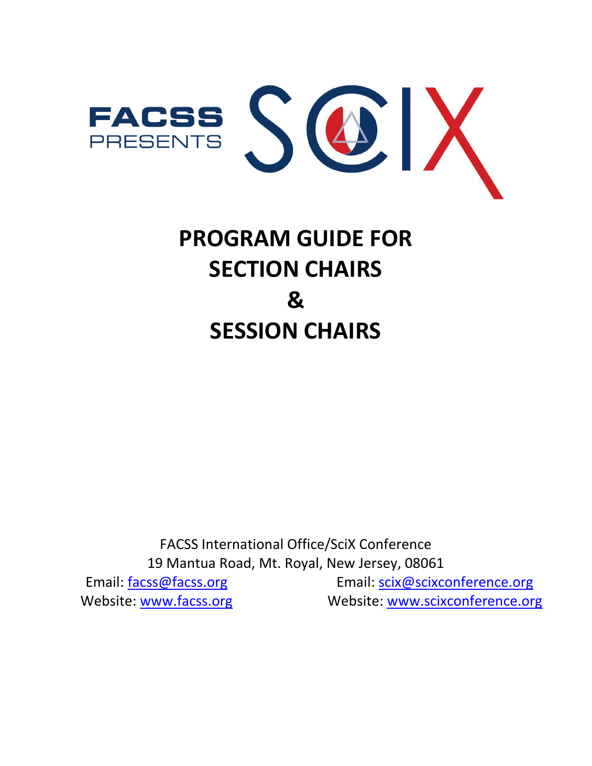FACSS PRESENTS SCIX

# PROGRAM GUIDE FOR SECTION CHAIRS & SESSION CHAIRS

FACSS International Office/SciX Conference
19 Mantua Road, Mt. Royal, New Jersey, 08061

Email: facss@facss.org
Website: www.facss.org

Email: scix@scixconference.org
Website: www.scixconference.org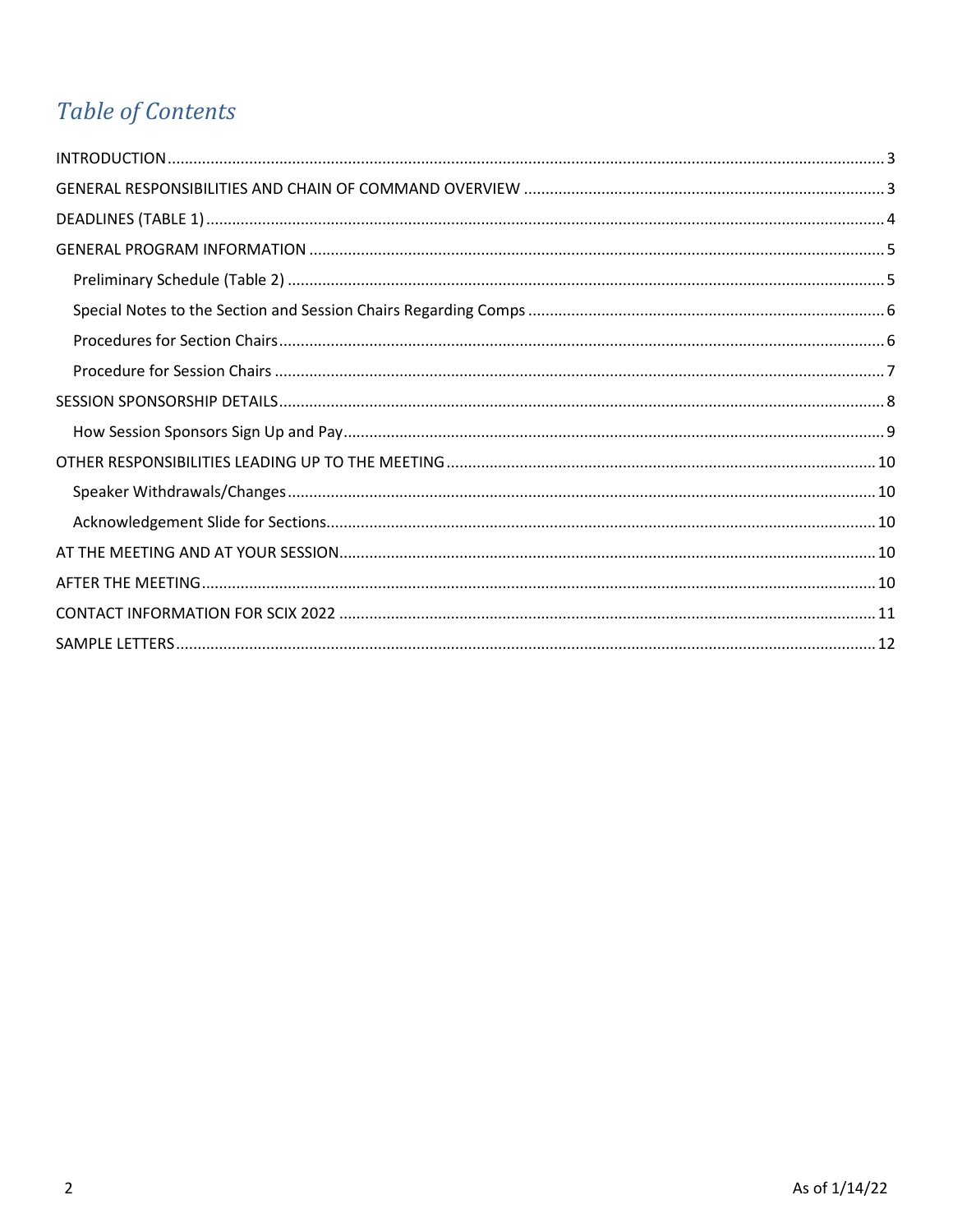# *Table of Contents*

- INTRODUCTION ... 3
- GENERAL RESPONSIBILITIES AND CHAIN OF COMMAND OVERVIEW ... 3
- DEADLINES (TABLE 1) ... 4
- GENERAL PROGRAM INFORMATION ... 5
  - Preliminary Schedule (Table 2) ... 5
  - Special Notes to the Section and Session Chairs Regarding Comps ... 6
  - Procedures for Section Chairs ... 6
  - Procedure for Session Chairs ... 7
- SESSION SPONSORSHIP DETAILS ... 8
  - How Session Sponsors Sign Up and Pay ... 9
- OTHER RESPONSIBILITIES LEADING UP TO THE MEETING ... 10
  - Speaker Withdrawals/Changes ... 10
  - Acknowledgement Slide for Sections ... 10
- AT THE MEETING AND AT YOUR SESSION ... 10
- AFTER THE MEETING ... 10
- CONTACT INFORMATION FOR SCIX 2022 ... 11
- SAMPLE LETTERS ... 12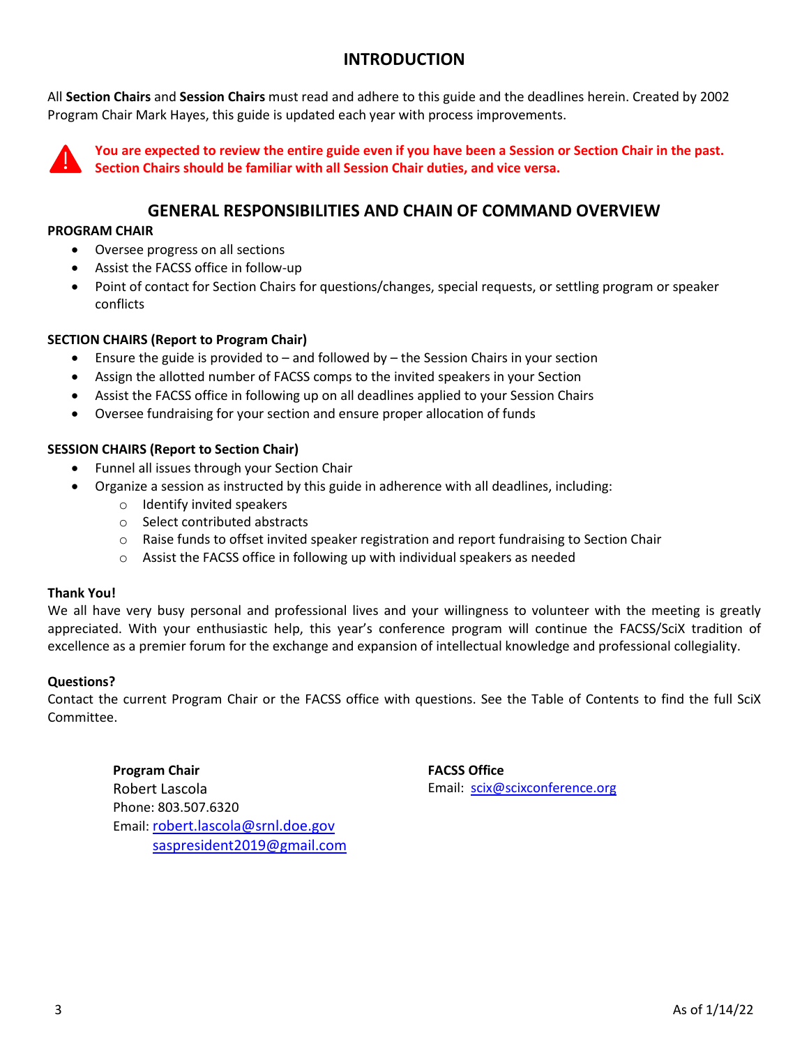# INTRODUCTION

All **Section Chairs** and **Session Chairs** must read and adhere to this guide and the deadlines herein. Created by 2002 Program Chair Mark Hayes, this guide is updated each year with process improvements.

**You are expected to review the entire guide even if you have been a Session or Section Chair in the past. Section Chairs should be familiar with all Session Chair duties, and vice versa.**

## GENERAL RESPONSIBILITIES AND CHAIN OF COMMAND OVERVIEW

**PROGRAM CHAIR**

- Oversee progress on all sections
- Assist the FACSS office in follow-up
- Point of contact for Section Chairs for questions/changes, special requests, or settling program or speaker conflicts

**SECTION CHAIRS (Report to Program Chair)**

- Ensure the guide is provided to – and followed by – the Session Chairs in your section
- Assign the allotted number of FACSS comps to the invited speakers in your Section
- Assist the FACSS office in following up on all deadlines applied to your Session Chairs
- Oversee fundraising for your section and ensure proper allocation of funds

**SESSION CHAIRS (Report to Section Chair)**

- Funnel all issues through your Section Chair
- Organize a session as instructed by this guide in adherence with all deadlines, including:
  - Identify invited speakers
  - Select contributed abstracts
  - Raise funds to offset invited speaker registration and report fundraising to Section Chair
  - Assist the FACSS office in following up with individual speakers as needed

**Thank You!**

We all have very busy personal and professional lives and your willingness to volunteer with the meeting is greatly appreciated. With your enthusiastic help, this year's conference program will continue the FACSS/SciX tradition of excellence as a premier forum for the exchange and expansion of intellectual knowledge and professional collegiality.

**Questions?**

Contact the current Program Chair or the FACSS office with questions. See the Table of Contents to find the full SciX Committee.

**Program Chair**
Robert Lascola
Phone: 803.507.6320
Email: robert.lascola@srnl.doe.gov
saspresident2019@gmail.com

**FACSS Office**
Email: scix@scixconference.org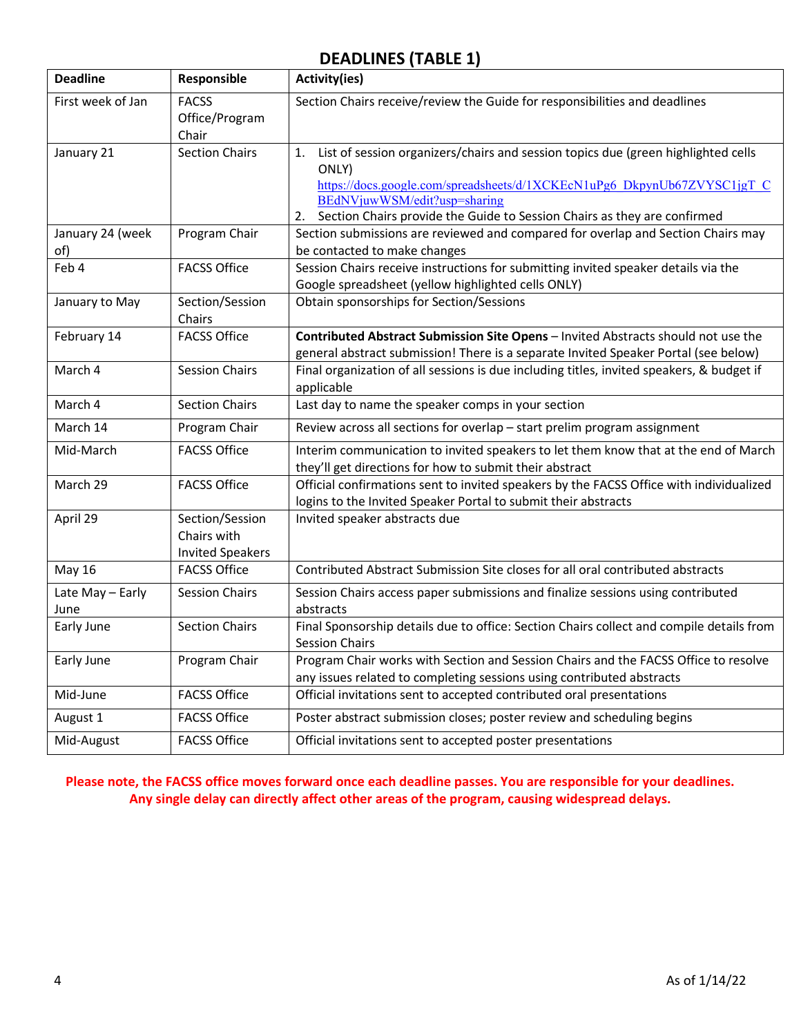## DEADLINES (TABLE 1)

| Deadline | Responsible | Activity(ies) |
|---|---|---|
| First week of Jan | FACSS Office/Program Chair | Section Chairs receive/review the Guide for responsibilities and deadlines |
| January 21 | Section Chairs | 1. List of session organizers/chairs and session topics due (green highlighted cells ONLY) https://docs.google.com/spreadsheets/d/1XCKEcN1uPg6_DkpynUb67ZVYSC1jgT_CBEdNVjuwWSM/edit?usp=sharing<br>2. Section Chairs provide the Guide to Session Chairs as they are confirmed |
| January 24 (week of) | Program Chair | Section submissions are reviewed and compared for overlap and Section Chairs may be contacted to make changes |
| Feb 4 | FACSS Office | Session Chairs receive instructions for submitting invited speaker details via the Google spreadsheet (yellow highlighted cells ONLY) |
| January to May | Section/Session Chairs | Obtain sponsorships for Section/Sessions |
| February 14 | FACSS Office | **Contributed Abstract Submission Site Opens** – Invited Abstracts should not use the general abstract submission! There is a separate Invited Speaker Portal (see below) |
| March 4 | Session Chairs | Final organization of all sessions is due including titles, invited speakers, & budget if applicable |
| March 4 | Section Chairs | Last day to name the speaker comps in your section |
| March 14 | Program Chair | Review across all sections for overlap – start prelim program assignment |
| Mid-March | FACSS Office | Interim communication to invited speakers to let them know that at the end of March they'll get directions for how to submit their abstract |
| March 29 | FACSS Office | Official confirmations sent to invited speakers by the FACSS Office with individualized logins to the Invited Speaker Portal to submit their abstracts |
| April 29 | Section/Session Chairs with Invited Speakers | Invited speaker abstracts due |
| May 16 | FACSS Office | Contributed Abstract Submission Site closes for all oral contributed abstracts |
| Late May – Early June | Session Chairs | Session Chairs access paper submissions and finalize sessions using contributed abstracts |
| Early June | Section Chairs | Final Sponsorship details due to office: Section Chairs collect and compile details from Session Chairs |
| Early June | Program Chair | Program Chair works with Section and Session Chairs and the FACSS Office to resolve any issues related to completing sessions using contributed abstracts |
| Mid-June | FACSS Office | Official invitations sent to accepted contributed oral presentations |
| August 1 | FACSS Office | Poster abstract submission closes; poster review and scheduling begins |
| Mid-August | FACSS Office | Official invitations sent to accepted poster presentations |

**Please note, the FACSS office moves forward once each deadline passes. You are responsible for your deadlines. Any single delay can directly affect other areas of the program, causing widespread delays.**

As of 1/14/22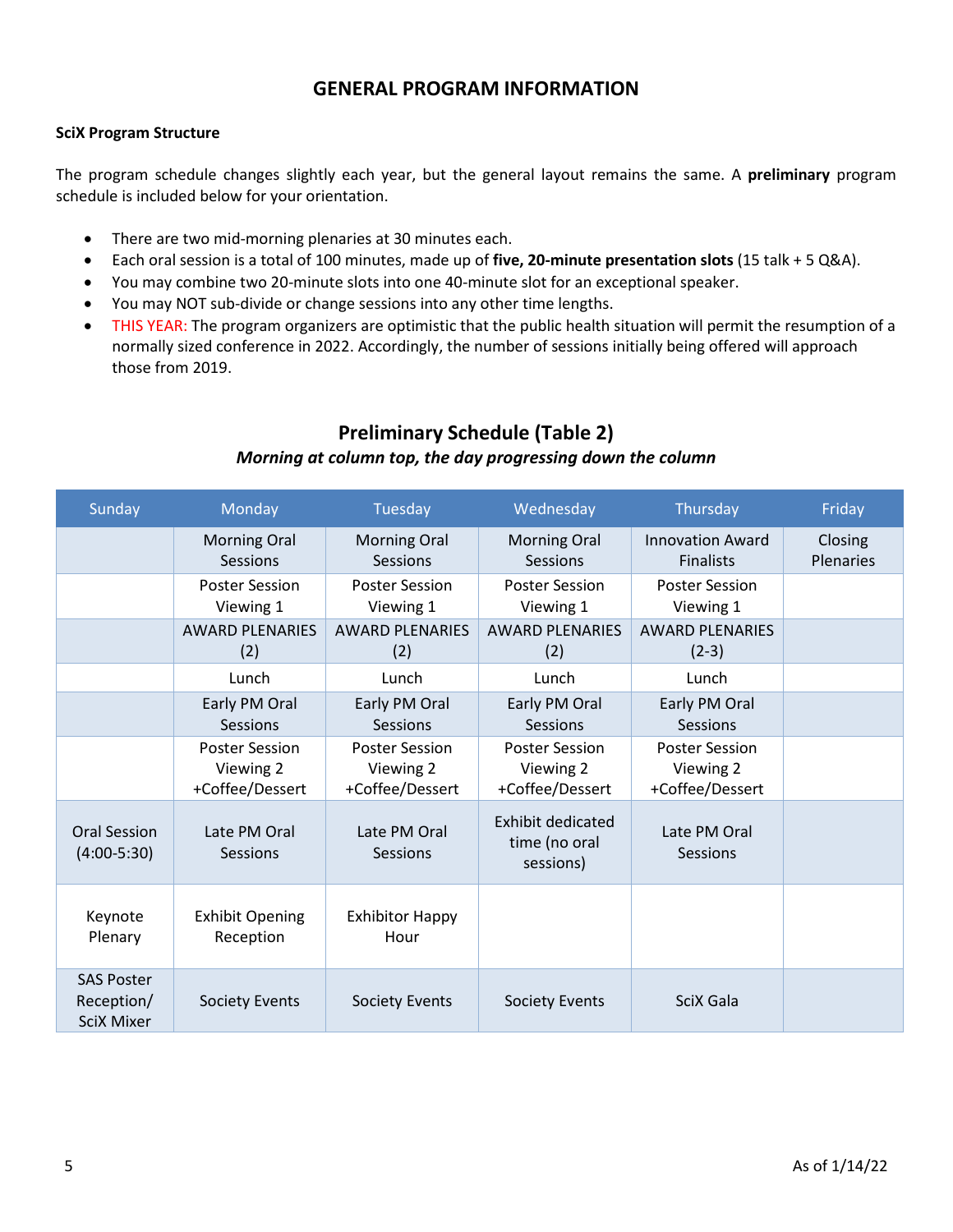# GENERAL PROGRAM INFORMATION

**SciX Program Structure**

The program schedule changes slightly each year, but the general layout remains the same. A **preliminary** program schedule is included below for your orientation.

- There are two mid-morning plenaries at 30 minutes each.
- Each oral session is a total of 100 minutes, made up of **five, 20-minute presentation slots** (15 talk + 5 Q&A).
- You may combine two 20-minute slots into one 40-minute slot for an exceptional speaker.
- You may NOT sub-divide or change sessions into any other time lengths.
- THIS YEAR: The program organizers are optimistic that the public health situation will permit the resumption of a normally sized conference in 2022. Accordingly, the number of sessions initially being offered will approach those from 2019.

## Preliminary Schedule (Table 2)

***Morning at column top, the day progressing down the column***

| Sunday | Monday | Tuesday | Wednesday | Thursday | Friday |
|---|---|---|---|---|---|
| | Morning Oral Sessions | Morning Oral Sessions | Morning Oral Sessions | Innovation Award Finalists | Closing Plenaries |
| | Poster Session Viewing 1 | Poster Session Viewing 1 | Poster Session Viewing 1 | Poster Session Viewing 1 | |
| | AWARD PLENARIES (2) | AWARD PLENARIES (2) | AWARD PLENARIES (2) | AWARD PLENARIES (2-3) | |
| | Lunch | Lunch | Lunch | Lunch | |
| | Early PM Oral Sessions | Early PM Oral Sessions | Early PM Oral Sessions | Early PM Oral Sessions | |
| | Poster Session Viewing 2 +Coffee/Dessert | Poster Session Viewing 2 +Coffee/Dessert | Poster Session Viewing 2 +Coffee/Dessert | Poster Session Viewing 2 +Coffee/Dessert | |
| Oral Session (4:00-5:30) | Late PM Oral Sessions | Late PM Oral Sessions | Exhibit dedicated time (no oral sessions) | Late PM Oral Sessions | |
| Keynote Plenary | Exhibit Opening Reception | Exhibitor Happy Hour | | | |
| SAS Poster Reception/ SciX Mixer | Society Events | Society Events | Society Events | SciX Gala | |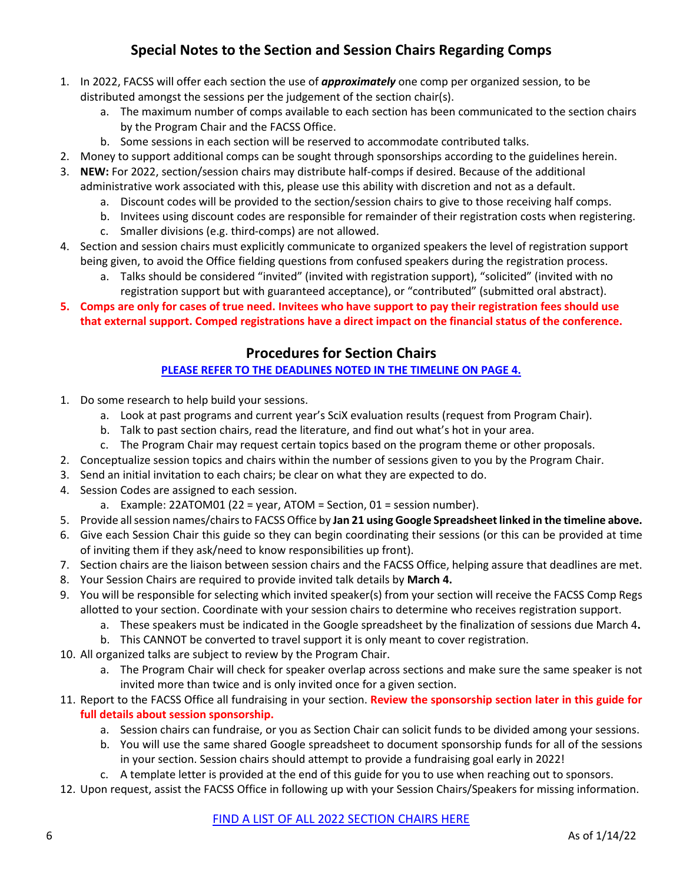## Special Notes to the Section and Session Chairs Regarding Comps

1. In 2022, FACSS will offer each section the use of ***approximately*** one comp per organized session, to be distributed amongst the sessions per the judgement of the section chair(s).
   a. The maximum number of comps available to each section has been communicated to the section chairs by the Program Chair and the FACSS Office.
   b. Some sessions in each section will be reserved to accommodate contributed talks.
2. Money to support additional comps can be sought through sponsorships according to the guidelines herein.
3. **NEW:** For 2022, section/session chairs may distribute half-comps if desired. Because of the additional administrative work associated with this, please use this ability with discretion and not as a default.
   a. Discount codes will be provided to the section/session chairs to give to those receiving half comps.
   b. Invitees using discount codes are responsible for remainder of their registration costs when registering.
   c. Smaller divisions (e.g. third-comps) are not allowed.
4. Section and session chairs must explicitly communicate to organized speakers the level of registration support being given, to avoid the Office fielding questions from confused speakers during the registration process.
   a. Talks should be considered "invited" (invited with registration support), "solicited" (invited with no registration support but with guaranteed acceptance), or "contributed" (submitted oral abstract).
5. **Comps are only for cases of true need. Invitees who have support to pay their registration fees should use that external support. Comped registrations have a direct impact on the financial status of the conference.**

## Procedures for Section Chairs

**PLEASE REFER TO THE DEADLINES NOTED IN THE TIMELINE ON PAGE 4.**

1. Do some research to help build your sessions.
   a. Look at past programs and current year's SciX evaluation results (request from Program Chair).
   b. Talk to past section chairs, read the literature, and find out what's hot in your area.
   c. The Program Chair may request certain topics based on the program theme or other proposals.
2. Conceptualize session topics and chairs within the number of sessions given to you by the Program Chair.
3. Send an initial invitation to each chairs; be clear on what they are expected to do.
4. Session Codes are assigned to each session.
   a. Example: 22ATOM01 (22 = year, ATOM = Section, 01 = session number).
5. Provide all session names/chairs to FACSS Office by **Jan 21 using Google Spreadsheet linked in the timeline above.**
6. Give each Session Chair this guide so they can begin coordinating their sessions (or this can be provided at time of inviting them if they ask/need to know responsibilities up front).
7. Section chairs are the liaison between session chairs and the FACSS Office, helping assure that deadlines are met.
8. Your Session Chairs are required to provide invited talk details by **March 4.**
9. You will be responsible for selecting which invited speaker(s) from your section will receive the FACSS Comp Regs allotted to your section. Coordinate with your session chairs to determine who receives registration support.
   a. These speakers must be indicated in the Google spreadsheet by the finalization of sessions due March 4**.**
   b. This CANNOT be converted to travel support it is only meant to cover registration.
10. All organized talks are subject to review by the Program Chair.
    a. The Program Chair will check for speaker overlap across sections and make sure the same speaker is not invited more than twice and is only invited once for a given section.
11. Report to the FACSS Office all fundraising in your section. **Review the sponsorship section later in this guide for full details about session sponsorship.**
    a. Session chairs can fundraise, or you as Section Chair can solicit funds to be divided among your sessions.
    b. You will use the same shared Google spreadsheet to document sponsorship funds for all of the sessions in your section. Session chairs should attempt to provide a fundraising goal early in 2022!
    c. A template letter is provided at the end of this guide for you to use when reaching out to sponsors.
12. Upon request, assist the FACSS Office in following up with your Session Chairs/Speakers for missing information.

FIND A LIST OF ALL 2022 SECTION CHAIRS HERE

As of 1/14/22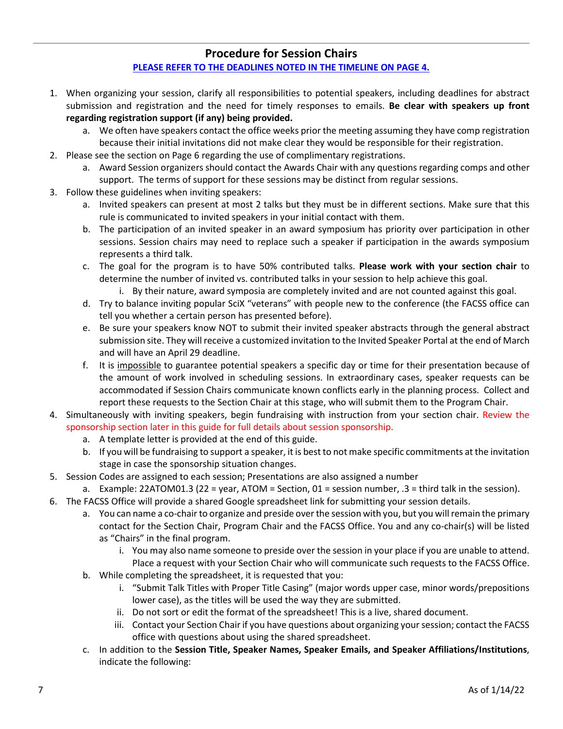## Procedure for Session Chairs

**PLEASE REFER TO THE DEADLINES NOTED IN THE TIMELINE ON PAGE 4.**

1. When organizing your session, clarify all responsibilities to potential speakers, including deadlines for abstract submission and registration and the need for timely responses to emails. **Be clear with speakers up front regarding registration support (if any) being provided.**
    a. We often have speakers contact the office weeks prior the meeting assuming they have comp registration because their initial invitations did not make clear they would be responsible for their registration.
2. Please see the section on Page 6 regarding the use of complimentary registrations.
    a. Award Session organizers should contact the Awards Chair with any questions regarding comps and other support. The terms of support for these sessions may be distinct from regular sessions.
3. Follow these guidelines when inviting speakers:
    a. Invited speakers can present at most 2 talks but they must be in different sections. Make sure that this rule is communicated to invited speakers in your initial contact with them.
    b. The participation of an invited speaker in an award symposium has priority over participation in other sessions. Session chairs may need to replace such a speaker if participation in the awards symposium represents a third talk.
    c. The goal for the program is to have 50% contributed talks. **Please work with your section chair** to determine the number of invited vs. contributed talks in your session to help achieve this goal.
        i. By their nature, award symposia are completely invited and are not counted against this goal.
    d. Try to balance inviting popular SciX "veterans" with people new to the conference (the FACSS office can tell you whether a certain person has presented before).
    e. Be sure your speakers know NOT to submit their invited speaker abstracts through the general abstract submission site. They will receive a customized invitation to the Invited Speaker Portal at the end of March and will have an April 29 deadline.
    f. It is <u>impossible</u> to guarantee potential speakers a specific day or time for their presentation because of the amount of work involved in scheduling sessions. In extraordinary cases, speaker requests can be accommodated if Session Chairs communicate known conflicts early in the planning process. Collect and report these requests to the Section Chair at this stage, who will submit them to the Program Chair.
4. Simultaneously with inviting speakers, begin fundraising with instruction from your section chair. Review the sponsorship section later in this guide for full details about session sponsorship.
    a. A template letter is provided at the end of this guide.
    b. If you will be fundraising to support a speaker, it is best to not make specific commitments at the invitation stage in case the sponsorship situation changes.
5. Session Codes are assigned to each session; Presentations are also assigned a number
    a. Example: 22ATOM01.3 (22 = year, ATOM = Section, 01 = session number, .3 = third talk in the session).
6. The FACSS Office will provide a shared Google spreadsheet link for submitting your session details.
    a. You can name a co-chair to organize and preside over the session with you, but you will remain the primary contact for the Section Chair, Program Chair and the FACSS Office. You and any co-chair(s) will be listed as "Chairs" in the final program.
        i. You may also name someone to preside over the session in your place if you are unable to attend. Place a request with your Section Chair who will communicate such requests to the FACSS Office.
    b. While completing the spreadsheet, it is requested that you:
        i. "Submit Talk Titles with Proper Title Casing" (major words upper case, minor words/prepositions lower case), as the titles will be used the way they are submitted.
        ii. Do not sort or edit the format of the spreadsheet! This is a live, shared document.
        iii. Contact your Section Chair if you have questions about organizing your session; contact the FACSS office with questions about using the shared spreadsheet.
    c. In addition to the **Session Title, Speaker Names, Speaker Emails, and Speaker Affiliations/Institutions**, indicate the following: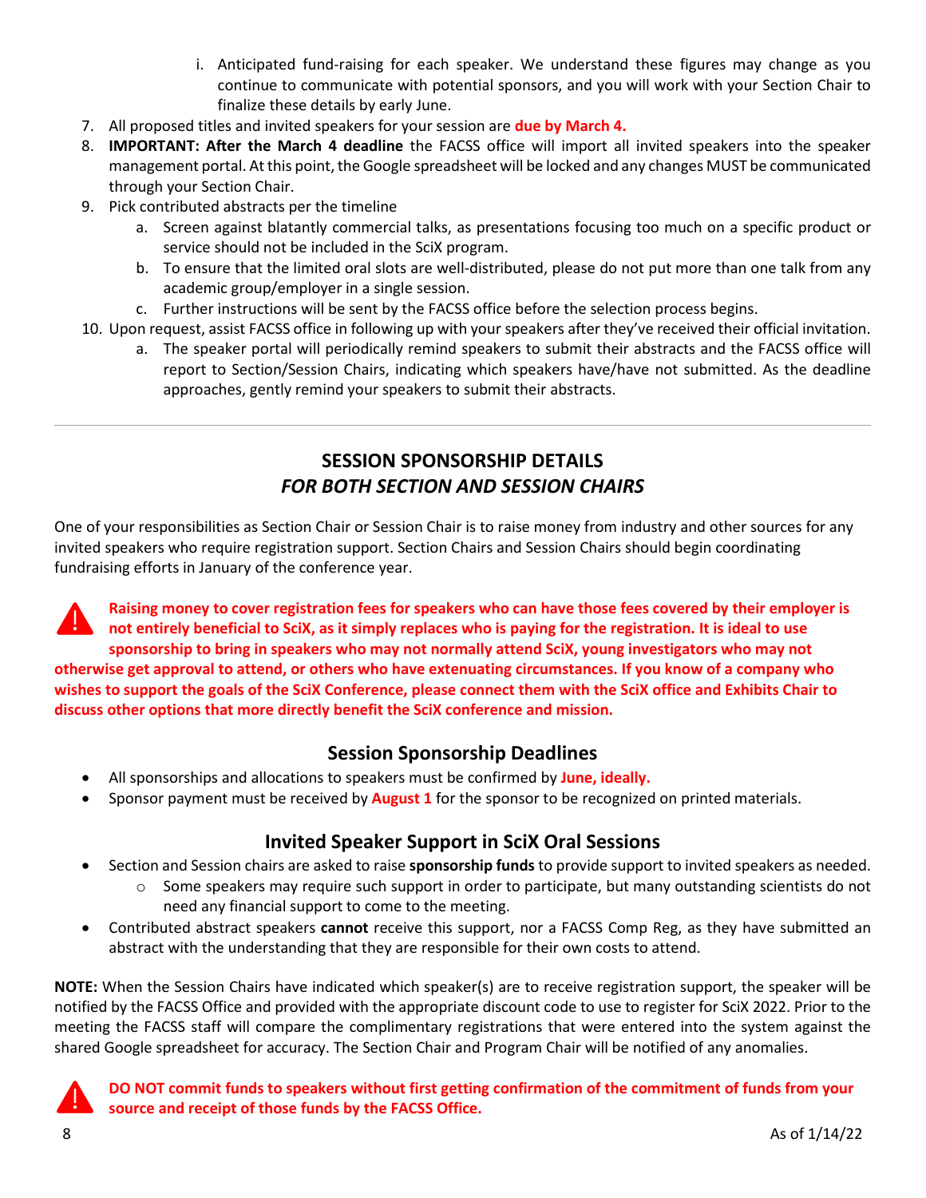i. Anticipated fund-raising for each speaker. We understand these figures may change as you continue to communicate with potential sponsors, and you will work with your Section Chair to finalize these details by early June.

7. All proposed titles and invited speakers for your session are **due by March 4.**
8. **IMPORTANT: After the March 4 deadline** the FACSS office will import all invited speakers into the speaker management portal. At this point, the Google spreadsheet will be locked and any changes MUST be communicated through your Section Chair.
9. Pick contributed abstracts per the timeline
   a. Screen against blatantly commercial talks, as presentations focusing too much on a specific product or service should not be included in the SciX program.
   b. To ensure that the limited oral slots are well-distributed, please do not put more than one talk from any academic group/employer in a single session.
   c. Further instructions will be sent by the FACSS office before the selection process begins.
10. Upon request, assist FACSS office in following up with your speakers after they've received their official invitation.
    a. The speaker portal will periodically remind speakers to submit their abstracts and the FACSS office will report to Section/Session Chairs, indicating which speakers have/have not submitted. As the deadline approaches, gently remind your speakers to submit their abstracts.

---

## SESSION SPONSORSHIP DETAILS
## *FOR BOTH SECTION AND SESSION CHAIRS*

One of your responsibilities as Section Chair or Session Chair is to raise money from industry and other sources for any invited speakers who require registration support. Section Chairs and Session Chairs should begin coordinating fundraising efforts in January of the conference year.

**Raising money to cover registration fees for speakers who can have those fees covered by their employer is not entirely beneficial to SciX, as it simply replaces who is paying for the registration. It is ideal to use sponsorship to bring in speakers who may not normally attend SciX, young investigators who may not otherwise get approval to attend, or others who have extenuating circumstances. If you know of a company who wishes to support the goals of the SciX Conference, please connect them with the SciX office and Exhibits Chair to discuss other options that more directly benefit the SciX conference and mission.**

### Session Sponsorship Deadlines

- All sponsorships and allocations to speakers must be confirmed by **June, ideally.**
- Sponsor payment must be received by **August 1** for the sponsor to be recognized on printed materials.

### Invited Speaker Support in SciX Oral Sessions

- Section and Session chairs are asked to raise **sponsorship funds** to provide support to invited speakers as needed.
  - Some speakers may require such support in order to participate, but many outstanding scientists do not need any financial support to come to the meeting.
- Contributed abstract speakers **cannot** receive this support, nor a FACSS Comp Reg, as they have submitted an abstract with the understanding that they are responsible for their own costs to attend.

**NOTE:** When the Session Chairs have indicated which speaker(s) are to receive registration support, the speaker will be notified by the FACSS Office and provided with the appropriate discount code to use to register for SciX 2022. Prior to the meeting the FACSS staff will compare the complimentary registrations that were entered into the system against the shared Google spreadsheet for accuracy. The Section Chair and Program Chair will be notified of any anomalies.

**DO NOT commit funds to speakers without first getting confirmation of the commitment of funds from your source and receipt of those funds by the FACSS Office.**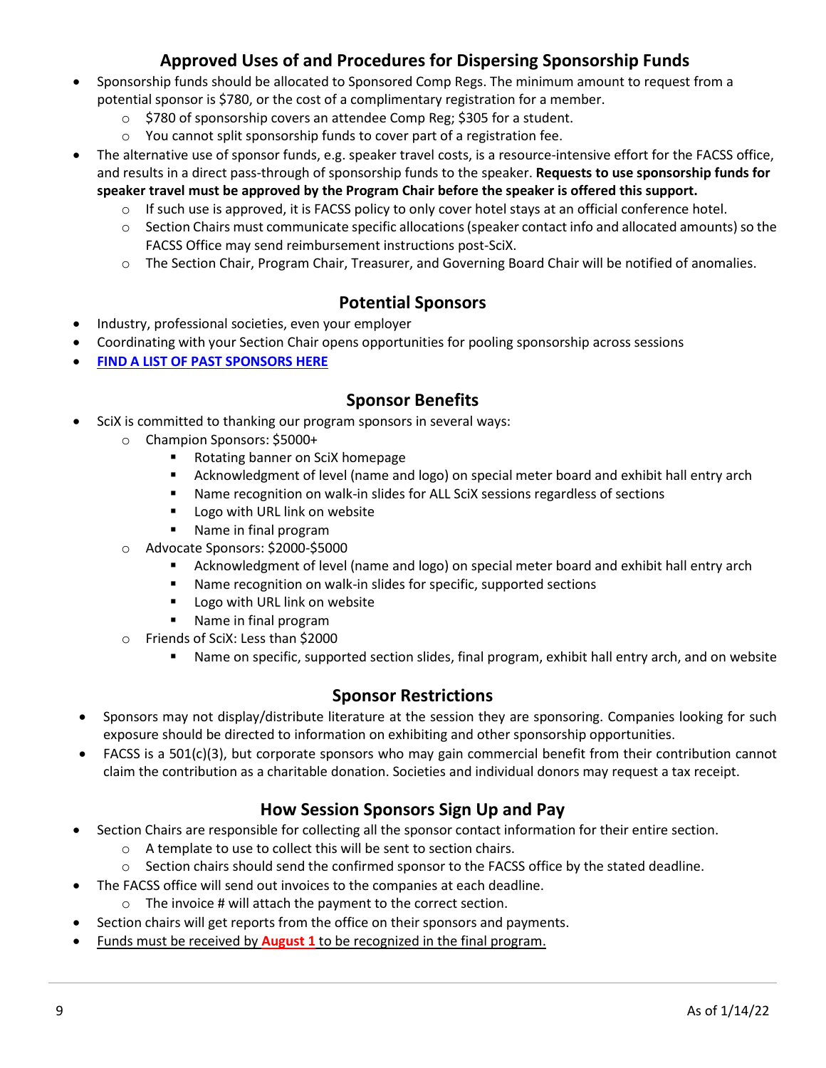## Approved Uses of and Procedures for Dispersing Sponsorship Funds

- Sponsorship funds should be allocated to Sponsored Comp Regs. The minimum amount to request from a potential sponsor is $780, or the cost of a complimentary registration for a member.
  - $780 of sponsorship covers an attendee Comp Reg; $305 for a student.
  - You cannot split sponsorship funds to cover part of a registration fee.
- The alternative use of sponsor funds, e.g. speaker travel costs, is a resource-intensive effort for the FACSS office, and results in a direct pass-through of sponsorship funds to the speaker. **Requests to use sponsorship funds for speaker travel must be approved by the Program Chair before the speaker is offered this support.**
  - If such use is approved, it is FACSS policy to only cover hotel stays at an official conference hotel.
  - Section Chairs must communicate specific allocations (speaker contact info and allocated amounts) so the FACSS Office may send reimbursement instructions post-SciX.
  - The Section Chair, Program Chair, Treasurer, and Governing Board Chair will be notified of anomalies.

## Potential Sponsors

- Industry, professional societies, even your employer
- Coordinating with your Section Chair opens opportunities for pooling sponsorship across sessions
- **FIND A LIST OF PAST SPONSORS HERE**

## Sponsor Benefits

- SciX is committed to thanking our program sponsors in several ways:
  - Champion Sponsors: $5000+
    - Rotating banner on SciX homepage
    - Acknowledgment of level (name and logo) on special meter board and exhibit hall entry arch
    - Name recognition on walk-in slides for ALL SciX sessions regardless of sections
    - Logo with URL link on website
    - Name in final program
  - Advocate Sponsors: $2000-$5000
    - Acknowledgment of level (name and logo) on special meter board and exhibit hall entry arch
    - Name recognition on walk-in slides for specific, supported sections
    - Logo with URL link on website
    - Name in final program
  - Friends of SciX: Less than $2000
    - Name on specific, supported section slides, final program, exhibit hall entry arch, and on website

## Sponsor Restrictions

- Sponsors may not display/distribute literature at the session they are sponsoring. Companies looking for such exposure should be directed to information on exhibiting and other sponsorship opportunities.
- FACSS is a 501(c)(3), but corporate sponsors who may gain commercial benefit from their contribution cannot claim the contribution as a charitable donation. Societies and individual donors may request a tax receipt.

## How Session Sponsors Sign Up and Pay

- Section Chairs are responsible for collecting all the sponsor contact information for their entire section.
  - A template to use to collect this will be sent to section chairs.
  - Section chairs should send the confirmed sponsor to the FACSS office by the stated deadline.
- The FACSS office will send out invoices to the companies at each deadline.
  - The invoice # will attach the payment to the correct section.
- Section chairs will get reports from the office on their sponsors and payments.
- Funds must be received by **August 1** to be recognized in the final program.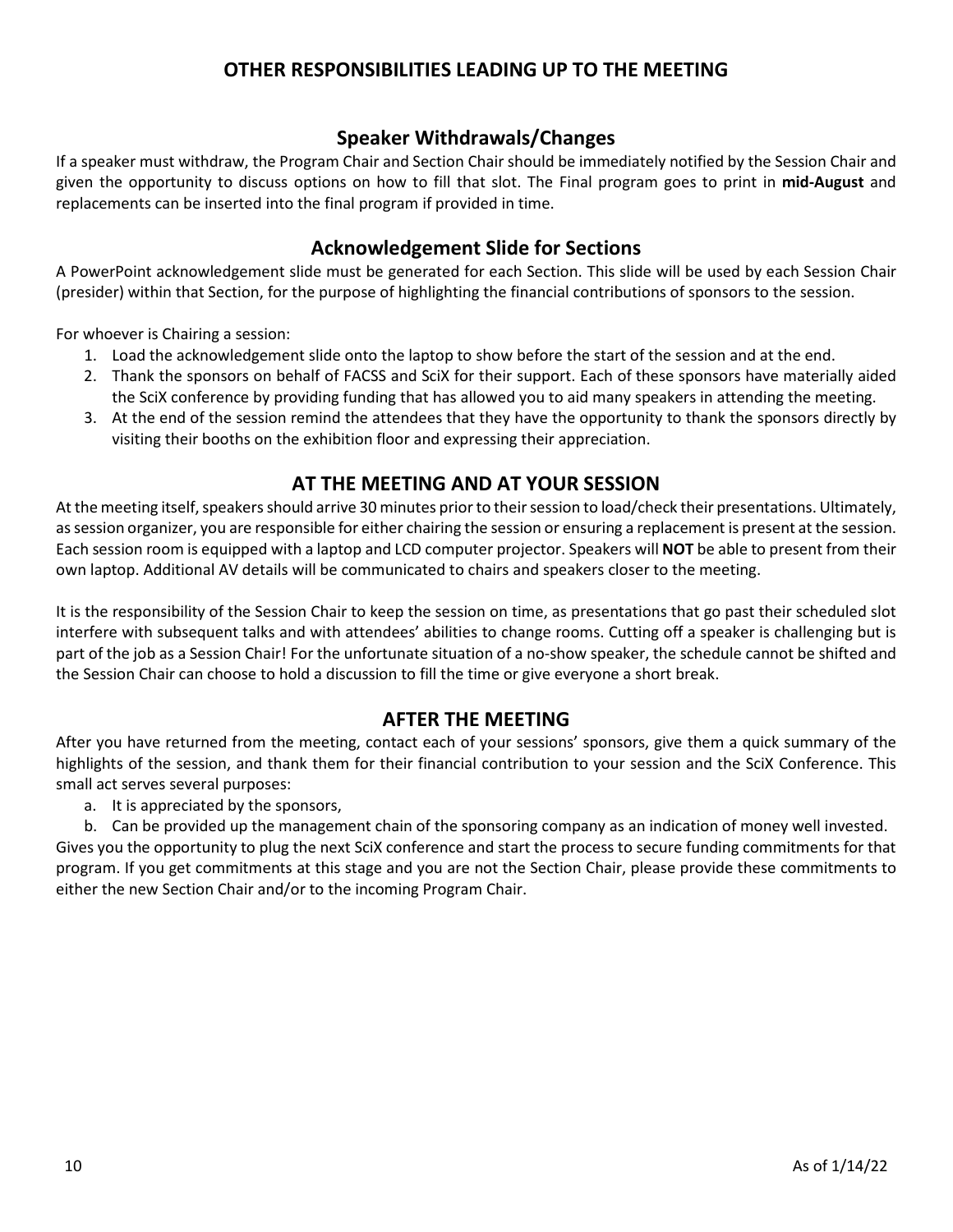# OTHER RESPONSIBILITIES LEADING UP TO THE MEETING

## Speaker Withdrawals/Changes

If a speaker must withdraw, the Program Chair and Section Chair should be immediately notified by the Session Chair and given the opportunity to discuss options on how to fill that slot. The Final program goes to print in **mid-August** and replacements can be inserted into the final program if provided in time.

## Acknowledgement Slide for Sections

A PowerPoint acknowledgement slide must be generated for each Section. This slide will be used by each Session Chair (presider) within that Section, for the purpose of highlighting the financial contributions of sponsors to the session.

For whoever is Chairing a session:

1. Load the acknowledgement slide onto the laptop to show before the start of the session and at the end.
2. Thank the sponsors on behalf of FACSS and SciX for their support. Each of these sponsors have materially aided the SciX conference by providing funding that has allowed you to aid many speakers in attending the meeting.
3. At the end of the session remind the attendees that they have the opportunity to thank the sponsors directly by visiting their booths on the exhibition floor and expressing their appreciation.

# AT THE MEETING AND AT YOUR SESSION

At the meeting itself, speakers should arrive 30 minutes prior to their session to load/check their presentations. Ultimately, as session organizer, you are responsible for either chairing the session or ensuring a replacement is present at the session. Each session room is equipped with a laptop and LCD computer projector. Speakers will **NOT** be able to present from their own laptop. Additional AV details will be communicated to chairs and speakers closer to the meeting.

It is the responsibility of the Session Chair to keep the session on time, as presentations that go past their scheduled slot interfere with subsequent talks and with attendees' abilities to change rooms. Cutting off a speaker is challenging but is part of the job as a Session Chair! For the unfortunate situation of a no-show speaker, the schedule cannot be shifted and the Session Chair can choose to hold a discussion to fill the time or give everyone a short break.

# AFTER THE MEETING

After you have returned from the meeting, contact each of your sessions' sponsors, give them a quick summary of the highlights of the session, and thank them for their financial contribution to your session and the SciX Conference. This small act serves several purposes:

a. It is appreciated by the sponsors,
b. Can be provided up the management chain of the sponsoring company as an indication of money well invested.

Gives you the opportunity to plug the next SciX conference and start the process to secure funding commitments for that program. If you get commitments at this stage and you are not the Section Chair, please provide these commitments to either the new Section Chair and/or to the incoming Program Chair.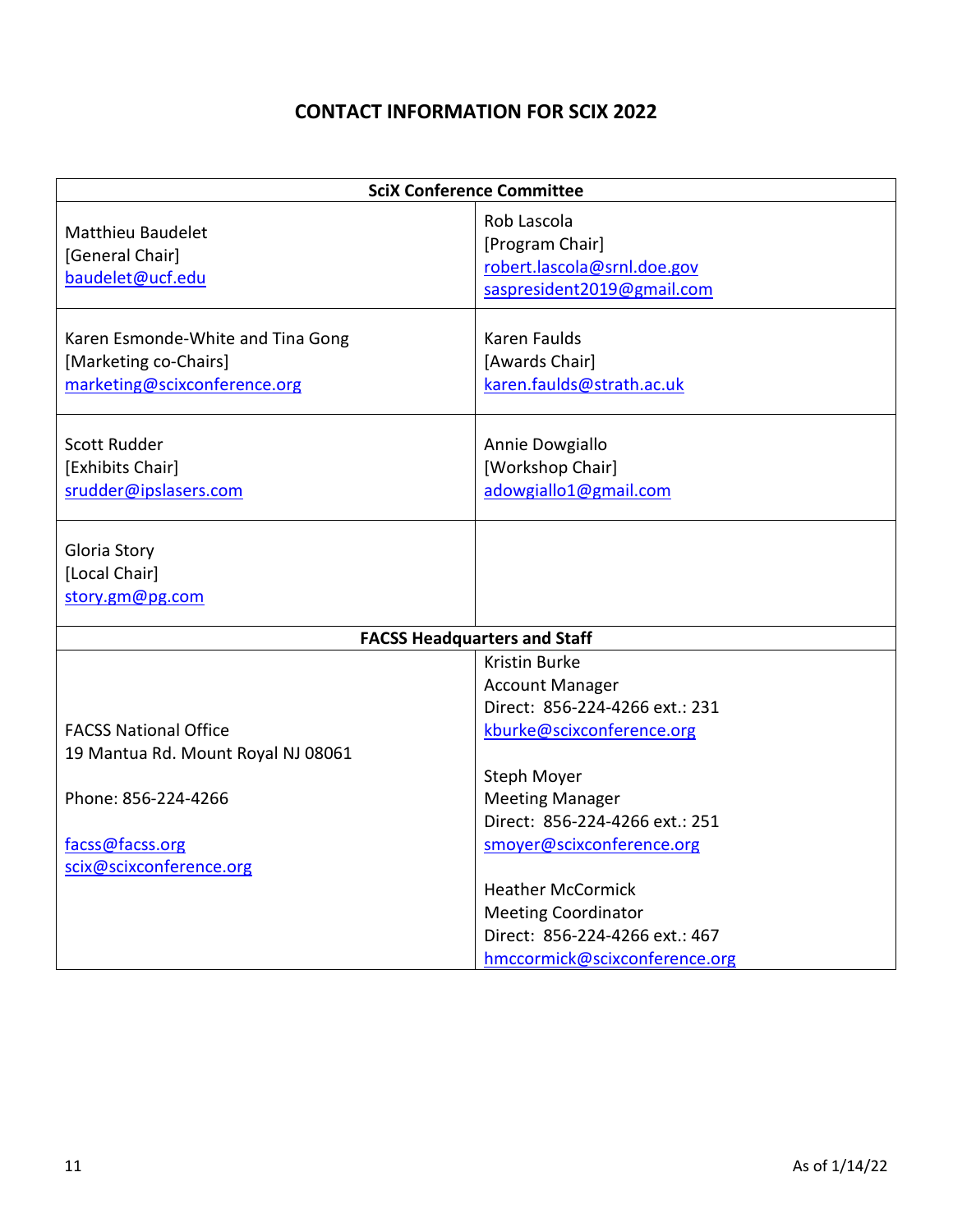# CONTACT INFORMATION FOR SCIX 2022

| SciX Conference Committee | |
|---|---|
| Matthieu Baudelet<br>[General Chair]<br>baudelet@ucf.edu | Rob Lascola<br>[Program Chair]<br>robert.lascola@srnl.doe.gov<br>saspresident2019@gmail.com |
| Karen Esmonde-White and Tina Gong<br>[Marketing co-Chairs]<br>marketing@scixconference.org | Karen Faulds<br>[Awards Chair]<br>karen.faulds@strath.ac.uk |
| Scott Rudder<br>[Exhibits Chair]<br>srudder@ipslasers.com | Annie Dowgiallo<br>[Workshop Chair]<br>adowgiallo1@gmail.com |
| Gloria Story<br>[Local Chair]<br>story.gm@pg.com | |
| **FACSS Headquarters and Staff** | |
| FACSS National Office<br>19 Mantua Rd. Mount Royal NJ 08061<br><br>Phone: 856-224-4266<br><br>facss@facss.org<br>scix@scixconference.org | Kristin Burke<br>Account Manager<br>Direct: 856-224-4266 ext.: 231<br>kburke@scixconference.org<br><br>Steph Moyer<br>Meeting Manager<br>Direct: 856-224-4266 ext.: 251<br>smoyer@scixconference.org<br><br>Heather McCormick<br>Meeting Coordinator<br>Direct: 856-224-4266 ext.: 467<br>hmccormick@scixconference.org |

As of 1/14/22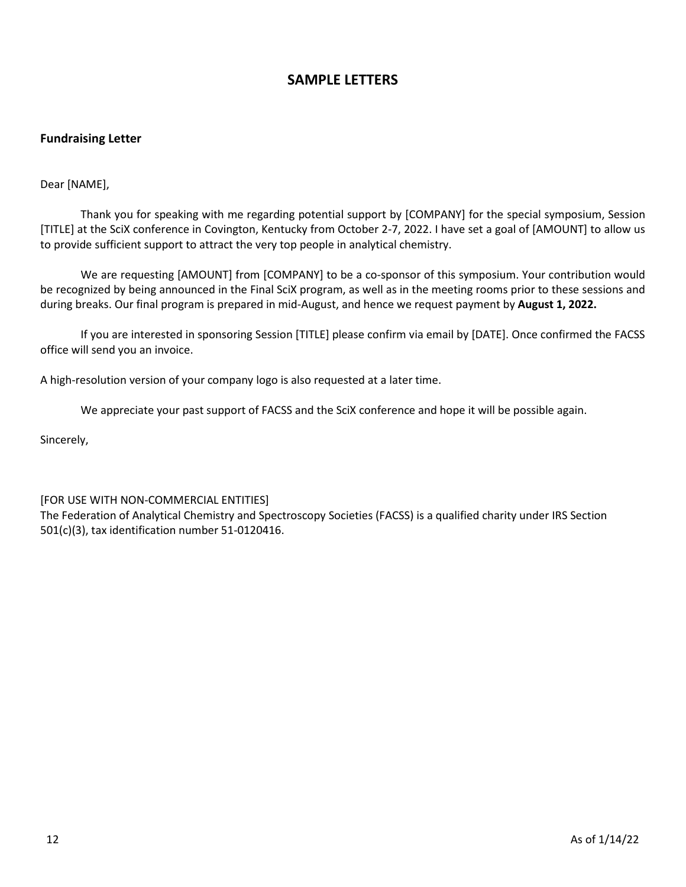# SAMPLE LETTERS

### Fundraising Letter

Dear [NAME],

Thank you for speaking with me regarding potential support by [COMPANY] for the special symposium, Session [TITLE] at the SciX conference in Covington, Kentucky from October 2-7, 2022. I have set a goal of [AMOUNT] to allow us to provide sufficient support to attract the very top people in analytical chemistry.

We are requesting [AMOUNT] from [COMPANY] to be a co-sponsor of this symposium. Your contribution would be recognized by being announced in the Final SciX program, as well as in the meeting rooms prior to these sessions and during breaks. Our final program is prepared in mid-August, and hence we request payment by **August 1, 2022.**

If you are interested in sponsoring Session [TITLE] please confirm via email by [DATE]. Once confirmed the FACSS office will send you an invoice.

A high-resolution version of your company logo is also requested at a later time.

We appreciate your past support of FACSS and the SciX conference and hope it will be possible again.

Sincerely,

[FOR USE WITH NON-COMMERCIAL ENTITIES]
The Federation of Analytical Chemistry and Spectroscopy Societies (FACSS) is a qualified charity under IRS Section 501(c)(3), tax identification number 51-0120416.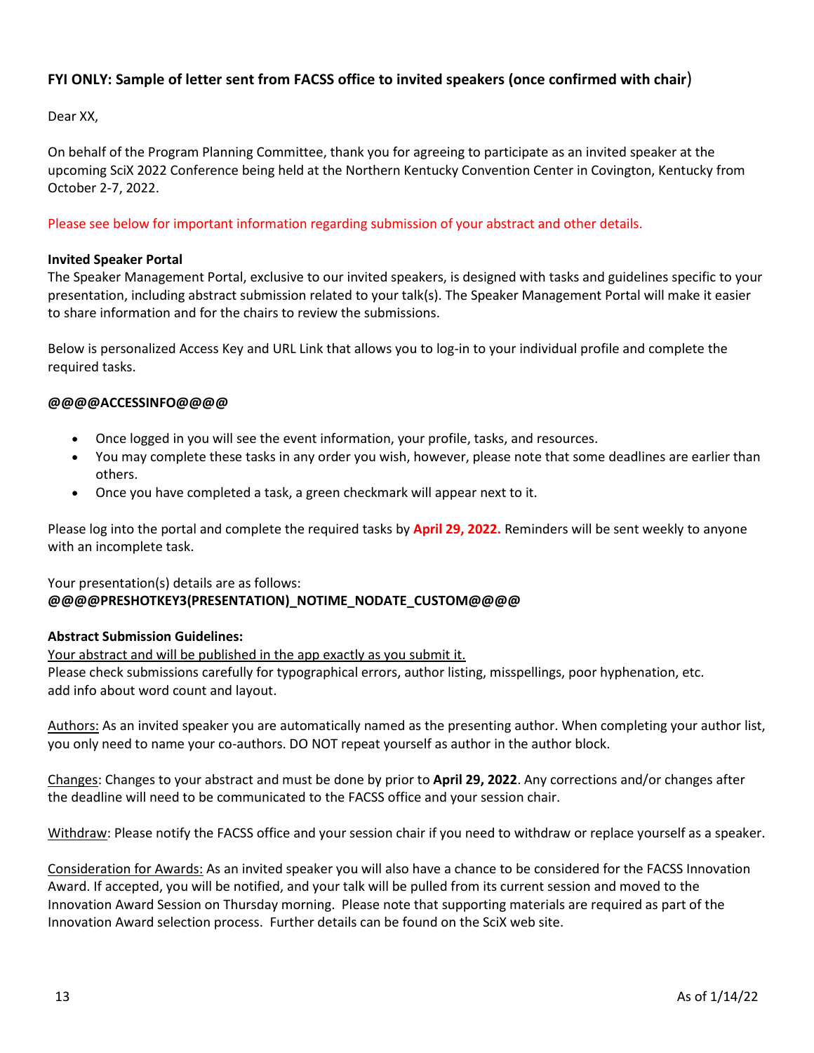**FYI ONLY: Sample of letter sent from FACSS office to invited speakers (once confirmed with chair)**

Dear XX,

On behalf of the Program Planning Committee, thank you for agreeing to participate as an invited speaker at the upcoming SciX 2022 Conference being held at the Northern Kentucky Convention Center in Covington, Kentucky from October 2-7, 2022.

Please see below for important information regarding submission of your abstract and other details.

**Invited Speaker Portal**

The Speaker Management Portal, exclusive to our invited speakers, is designed with tasks and guidelines specific to your presentation, including abstract submission related to your talk(s). The Speaker Management Portal will make it easier to share information and for the chairs to review the submissions.

Below is personalized Access Key and URL Link that allows you to log-in to your individual profile and complete the required tasks.

**@@@@ACCESSINFO@@@@**

- Once logged in you will see the event information, your profile, tasks, and resources.
- You may complete these tasks in any order you wish, however, please note that some deadlines are earlier than others.
- Once you have completed a task, a green checkmark will appear next to it.

Please log into the portal and complete the required tasks by **April 29, 2022.** Reminders will be sent weekly to anyone with an incomplete task.

Your presentation(s) details are as follows:
**@@@@PRESHOTKEY3(PRESENTATION)_NOTIME_NODATE_CUSTOM@@@@**

**Abstract Submission Guidelines:**

Your abstract and will be published in the app exactly as you submit it.
Please check submissions carefully for typographical errors, author listing, misspellings, poor hyphenation, etc.
add info about word count and layout.

Authors: As an invited speaker you are automatically named as the presenting author. When completing your author list, you only need to name your co-authors. DO NOT repeat yourself as author in the author block.

Changes: Changes to your abstract and must be done by prior to **April 29, 2022**. Any corrections and/or changes after the deadline will need to be communicated to the FACSS office and your session chair.

Withdraw: Please notify the FACSS office and your session chair if you need to withdraw or replace yourself as a speaker.

Consideration for Awards: As an invited speaker you will also have a chance to be considered for the FACSS Innovation Award. If accepted, you will be notified, and your talk will be pulled from its current session and moved to the Innovation Award Session on Thursday morning. Please note that supporting materials are required as part of the Innovation Award selection process. Further details can be found on the SciX web site.

As of 1/14/22